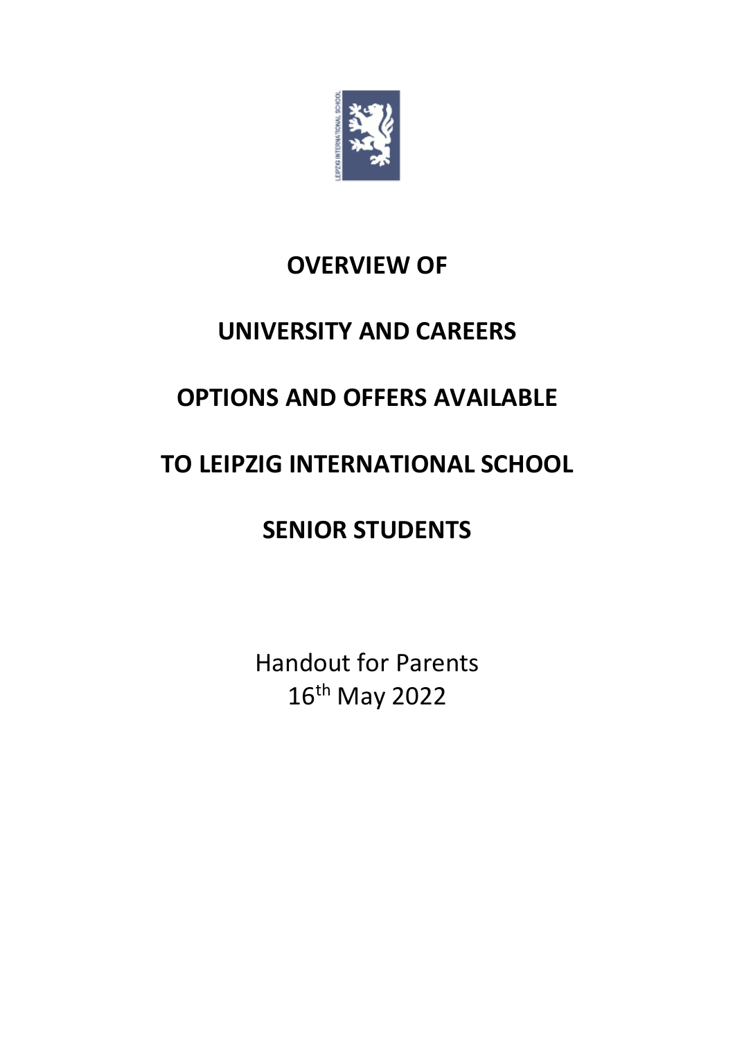# OVERVIEW OF

# UNIVERSITY AND CAREERS

# OPTIONS AND OFFERS AVAILABLE

# TO LEIPZIG INTERNATIONAL SCHOOL

# SENIOR STUDENTS

Handout for Parents
16th May 2022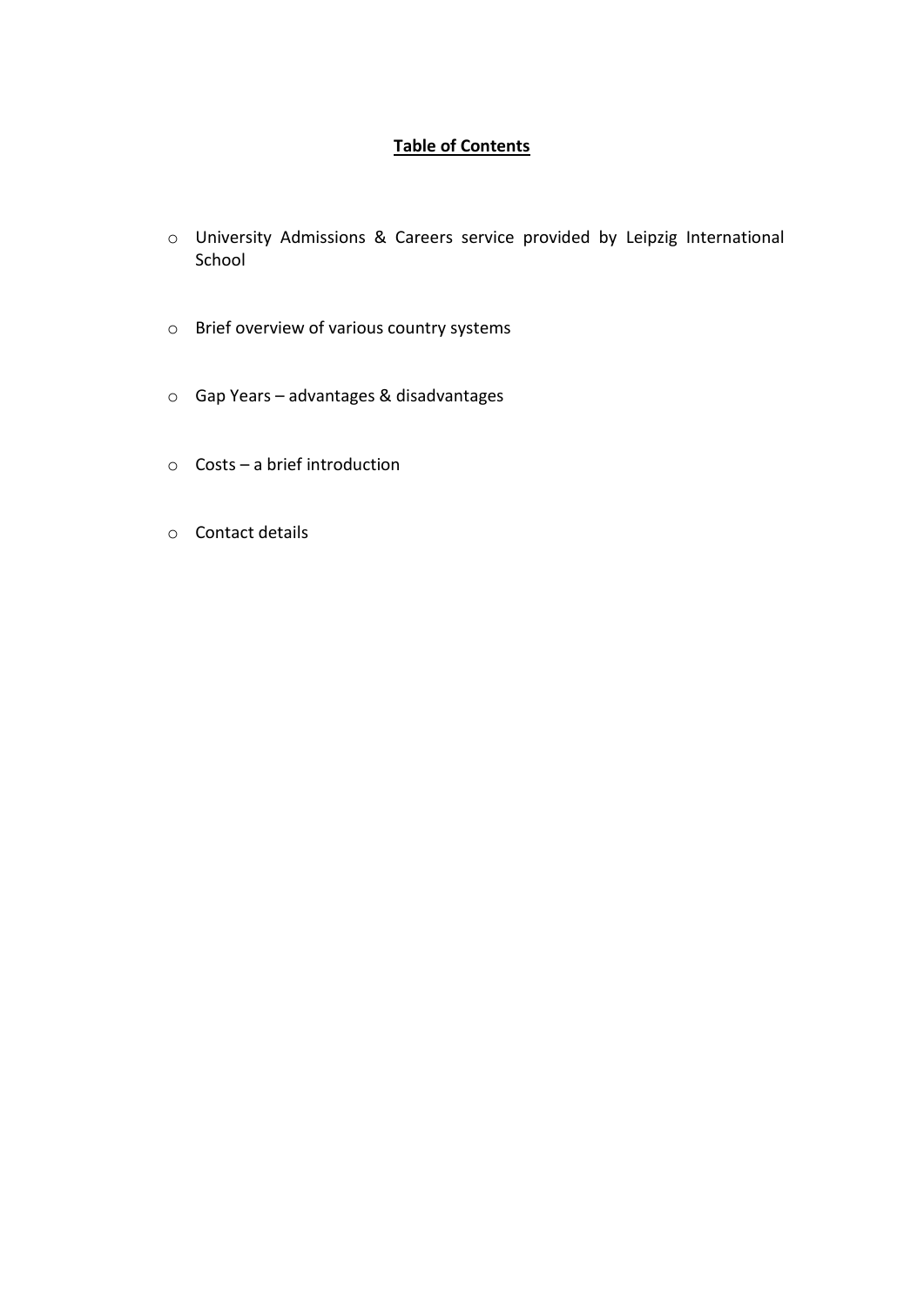**Table of Contents**

- University Admissions & Careers service provided by Leipzig International School
- Brief overview of various country systems
- Gap Years – advantages & disadvantages
- Costs – a brief introduction
- Contact details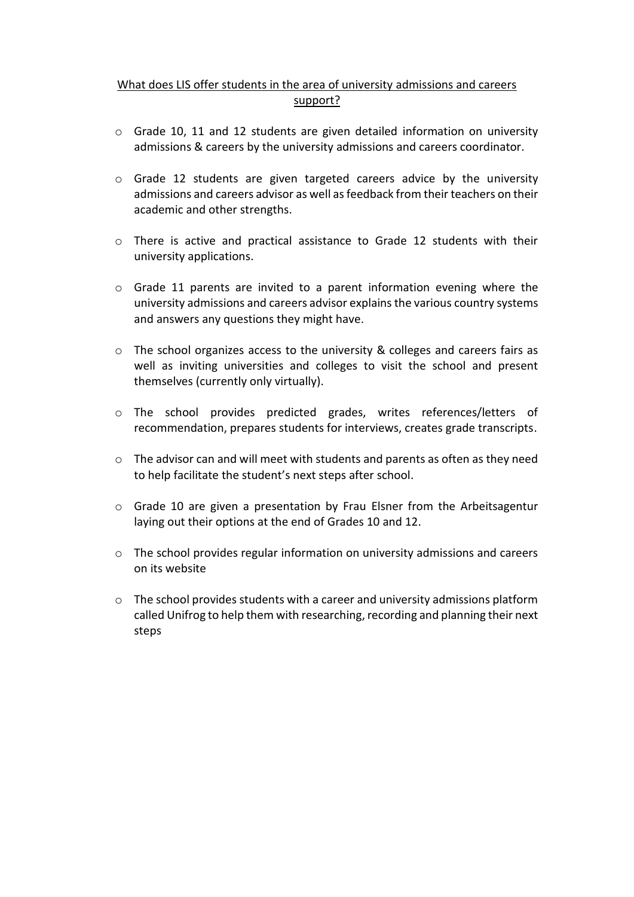## What does LIS offer students in the area of university admissions and careers support?

- Grade 10, 11 and 12 students are given detailed information on university admissions & careers by the university admissions and careers coordinator.
- Grade 12 students are given targeted careers advice by the university admissions and careers advisor as well as feedback from their teachers on their academic and other strengths.
- There is active and practical assistance to Grade 12 students with their university applications.
- Grade 11 parents are invited to a parent information evening where the university admissions and careers advisor explains the various country systems and answers any questions they might have.
- The school organizes access to the university & colleges and careers fairs as well as inviting universities and colleges to visit the school and present themselves (currently only virtually).
- The school provides predicted grades, writes references/letters of recommendation, prepares students for interviews, creates grade transcripts.
- The advisor can and will meet with students and parents as often as they need to help facilitate the student's next steps after school.
- Grade 10 are given a presentation by Frau Elsner from the Arbeitsagentur laying out their options at the end of Grades 10 and 12.
- The school provides regular information on university admissions and careers on its website
- The school provides students with a career and university admissions platform called Unifrog to help them with researching, recording and planning their next steps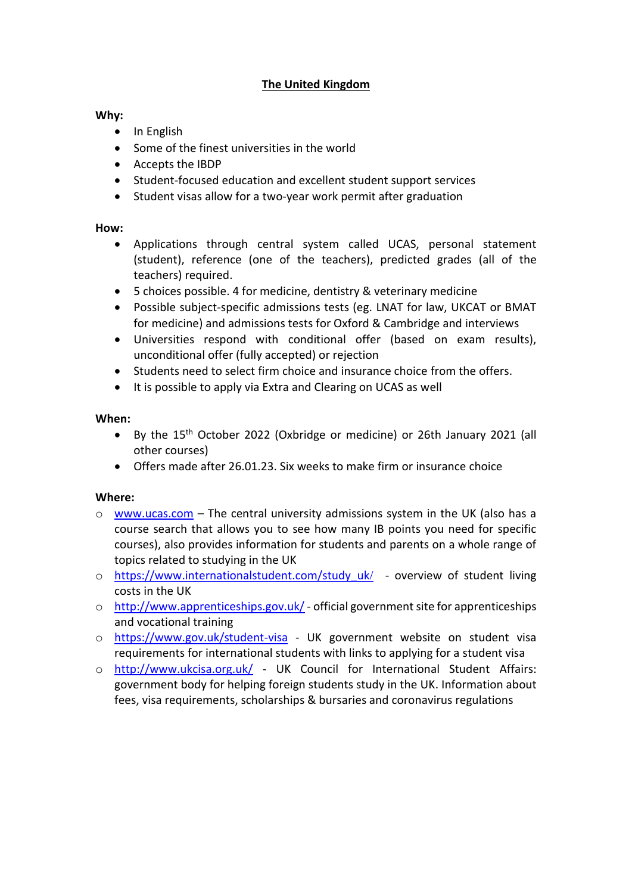# The United Kingdom

**Why:**

- In English
- Some of the finest universities in the world
- Accepts the IBDP
- Student-focused education and excellent student support services
- Student visas allow for a two-year work permit after graduation

**How:**

- Applications through central system called UCAS, personal statement (student), reference (one of the teachers), predicted grades (all of the teachers) required.
- 5 choices possible. 4 for medicine, dentistry & veterinary medicine
- Possible subject-specific admissions tests (eg. LNAT for law, UKCAT or BMAT for medicine) and admissions tests for Oxford & Cambridge and interviews
- Universities respond with conditional offer (based on exam results), unconditional offer (fully accepted) or rejection
- Students need to select firm choice and insurance choice from the offers.
- It is possible to apply via Extra and Clearing on UCAS as well

**When:**

- By the 15th October 2022 (Oxbridge or medicine) or 26th January 2021 (all other courses)
- Offers made after 26.01.23. Six weeks to make firm or insurance choice

**Where:**

- www.ucas.com – The central university admissions system in the UK (also has a course search that allows you to see how many IB points you need for specific courses), also provides information for students and parents on a whole range of topics related to studying in the UK
- https://www.internationalstudent.com/study_uk/ - overview of student living costs in the UK
- http://www.apprenticeships.gov.uk/ - official government site for apprenticeships and vocational training
- https://www.gov.uk/student-visa - UK government website on student visa requirements for international students with links to applying for a student visa
- http://www.ukcisa.org.uk/ - UK Council for International Student Affairs: government body for helping foreign students study in the UK. Information about fees, visa requirements, scholarships & bursaries and coronavirus regulations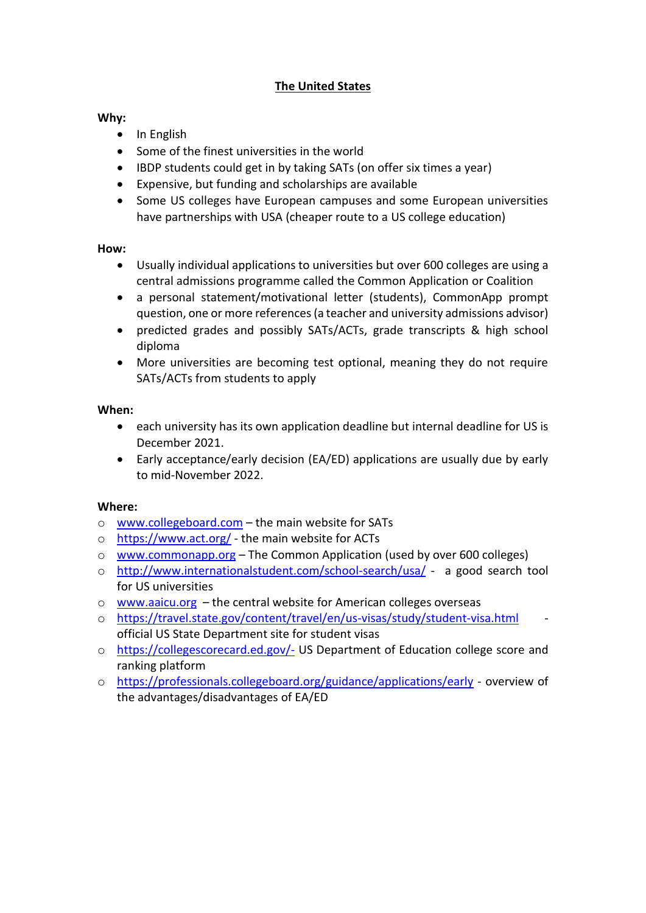## The United States

**Why:**

- In English
- Some of the finest universities in the world
- IBDP students could get in by taking SATs (on offer six times a year)
- Expensive, but funding and scholarships are available
- Some US colleges have European campuses and some European universities have partnerships with USA (cheaper route to a US college education)

**How:**

- Usually individual applications to universities but over 600 colleges are using a central admissions programme called the Common Application or Coalition
- a personal statement/motivational letter (students), CommonApp prompt question, one or more references (a teacher and university admissions advisor)
- predicted grades and possibly SATs/ACTs, grade transcripts & high school diploma
- More universities are becoming test optional, meaning they do not require SATs/ACTs from students to apply

**When:**

- each university has its own application deadline but internal deadline for US is December 2021.
- Early acceptance/early decision (EA/ED) applications are usually due by early to mid-November 2022.

**Where:**

- www.collegeboard.com – the main website for SATs
- https://www.act.org/ - the main website for ACTs
- www.commonapp.org – The Common Application (used by over 600 colleges)
- http://www.internationalstudent.com/school-search/usa/ - a good search tool for US universities
- www.aaicu.org – the central website for American colleges overseas
- https://travel.state.gov/content/travel/en/us-visas/study/student-visa.html - official US State Department site for student visas
- https://collegescorecard.ed.gov/- US Department of Education college score and ranking platform
- https://professionals.collegeboard.org/guidance/applications/early - overview of the advantages/disadvantages of EA/ED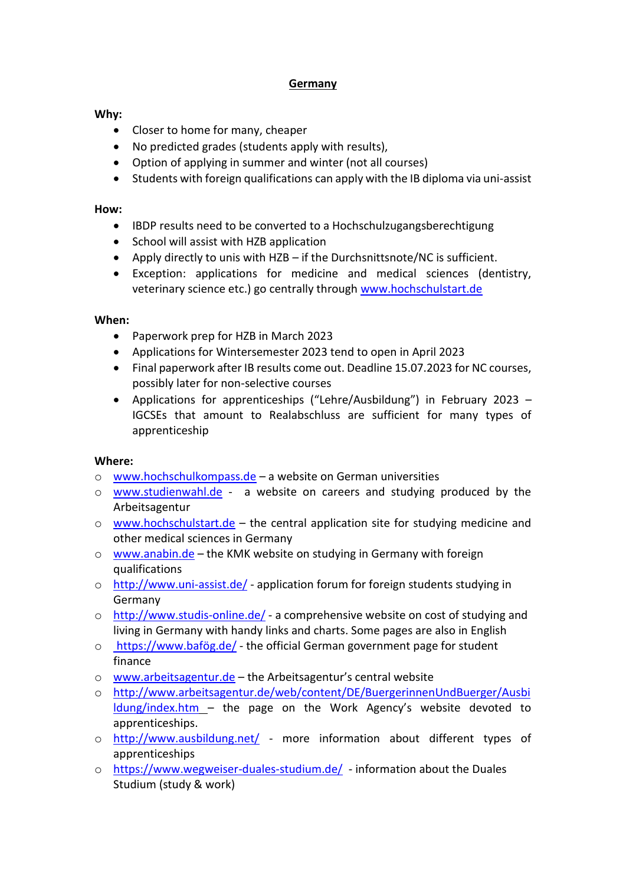# Germany

**Why:**

- Closer to home for many, cheaper
- No predicted grades (students apply with results),
- Option of applying in summer and winter (not all courses)
- Students with foreign qualifications can apply with the IB diploma via uni-assist

**How:**

- IBDP results need to be converted to a Hochschulzugangsberechtigung
- School will assist with HZB application
- Apply directly to unis with HZB – if the Durchschnittsnote/NC is sufficient.
- Exception: applications for medicine and medical sciences (dentistry, veterinary science etc.) go centrally through www.hochschulstart.de

**When:**

- Paperwork prep for HZB in March 2023
- Applications for Wintersemester 2023 tend to open in April 2023
- Final paperwork after IB results come out. Deadline 15.07.2023 for NC courses, possibly later for non-selective courses
- Applications for apprenticeships ("Lehre/Ausbildung") in February 2023 – IGCSEs that amount to Realabschluss are sufficient for many types of apprenticeship

**Where:**

- www.hochschulkompass.de – a website on German universities
- www.studienwahl.de - a website on careers and studying produced by the Arbeitsagentur
- www.hochschulstart.de – the central application site for studying medicine and other medical sciences in Germany
- www.anabin.de – the KMK website on studying in Germany with foreign qualifications
- http://www.uni-assist.de/ - application forum for foreign students studying in Germany
- http://www.studis-online.de/ - a comprehensive website on cost of studying and living in Germany with handy links and charts. Some pages are also in English
- https://www.bafög.de/ - the official German government page for student finance
- www.arbeitsagentur.de – the Arbeitsagentur's central website
- http://www.arbeitsagentur.de/web/content/DE/BuergerinnenUndBuerger/Ausbildung/index.htm – the page on the Work Agency's website devoted to apprenticeships.
- http://www.ausbildung.net/ - more information about different types of apprenticeships
- https://www.wegweiser-duales-studium.de/ - information about the Duales Studium (study & work)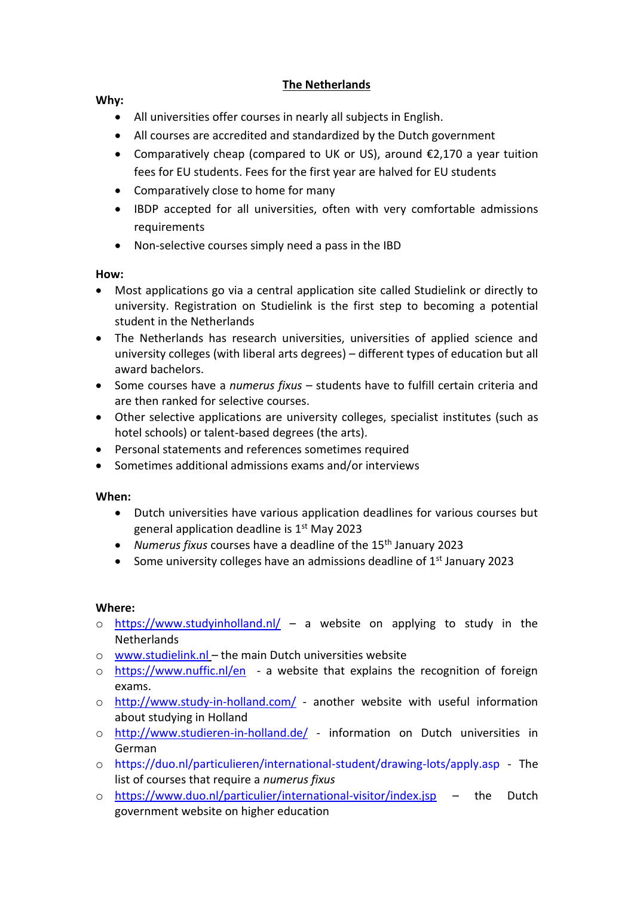# The Netherlands

**Why:**

- All universities offer courses in nearly all subjects in English.
- All courses are accredited and standardized by the Dutch government
- Comparatively cheap (compared to UK or US), around €2,170 a year tuition fees for EU students. Fees for the first year are halved for EU students
- Comparatively close to home for many
- IBDP accepted for all universities, often with very comfortable admissions requirements
- Non-selective courses simply need a pass in the IBD

**How:**

- Most applications go via a central application site called Studielink or directly to university. Registration on Studielink is the first step to becoming a potential student in the Netherlands
- The Netherlands has research universities, universities of applied science and university colleges (with liberal arts degrees) – different types of education but all award bachelors.
- Some courses have a *numerus fixus* – students have to fulfill certain criteria and are then ranked for selective courses.
- Other selective applications are university colleges, specialist institutes (such as hotel schools) or talent-based degrees (the arts).
- Personal statements and references sometimes required
- Sometimes additional admissions exams and/or interviews

**When:**

- Dutch universities have various application deadlines for various courses but general application deadline is 1st May 2023
- *Numerus fixus* courses have a deadline of the 15th January 2023
- Some university colleges have an admissions deadline of 1st January 2023

**Where:**

- https://www.studyinholland.nl/ – a website on applying to study in the Netherlands
- www.studielink.nl – the main Dutch universities website
- https://www.nuffic.nl/en - a website that explains the recognition of foreign exams.
- http://www.study-in-holland.com/ - another website with useful information about studying in Holland
- http://www.studieren-in-holland.de/ - information on Dutch universities in German
- https://duo.nl/particulieren/international-student/drawing-lots/apply.asp - The list of courses that require a *numerus fixus*
- https://www.duo.nl/particulier/international-visitor/index.jsp – the Dutch government website on higher education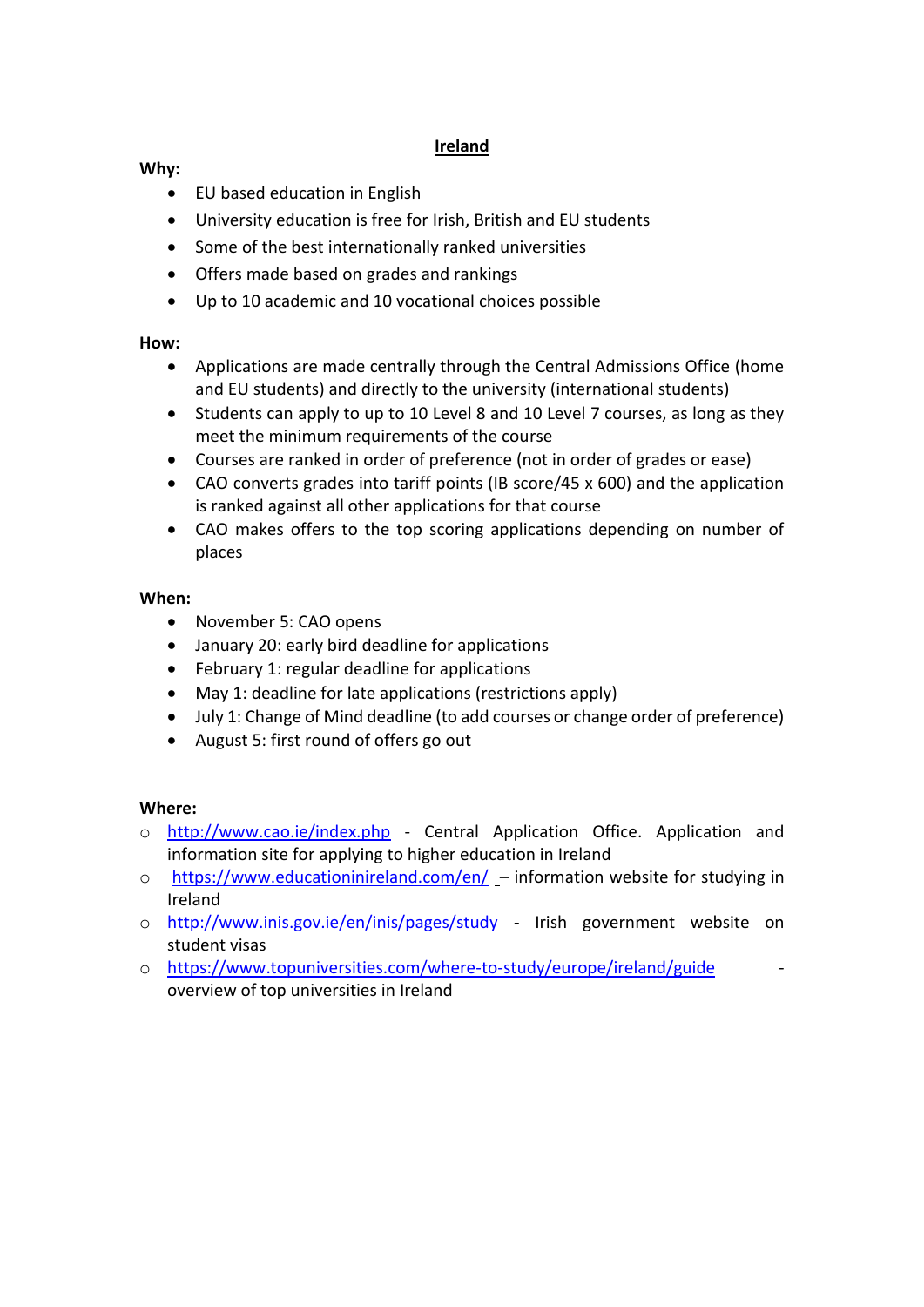# Ireland

**Why:**

- EU based education in English
- University education is free for Irish, British and EU students
- Some of the best internationally ranked universities
- Offers made based on grades and rankings
- Up to 10 academic and 10 vocational choices possible

**How:**

- Applications are made centrally through the Central Admissions Office (home and EU students) and directly to the university (international students)
- Students can apply to up to 10 Level 8 and 10 Level 7 courses, as long as they meet the minimum requirements of the course
- Courses are ranked in order of preference (not in order of grades or ease)
- CAO converts grades into tariff points (IB score/45 x 600) and the application is ranked against all other applications for that course
- CAO makes offers to the top scoring applications depending on number of places

**When:**

- November 5: CAO opens
- January 20: early bird deadline for applications
- February 1: regular deadline for applications
- May 1: deadline for late applications (restrictions apply)
- July 1: Change of Mind deadline (to add courses or change order of preference)
- August 5: first round of offers go out

**Where:**

- [http://www.cao.ie/index.php](http://www.cao.ie/index.php) - Central Application Office. Application and information site for applying to higher education in Ireland
- [https://www.educationinireland.com/en/](https://www.educationinireland.com/en/) – information website for studying in Ireland
- [http://www.inis.gov.ie/en/inis/pages/study](http://www.inis.gov.ie/en/inis/pages/study) - Irish government website on student visas
- [https://www.topuniversities.com/where-to-study/europe/ireland/guide](https://www.topuniversities.com/where-to-study/europe/ireland/guide) - overview of top universities in Ireland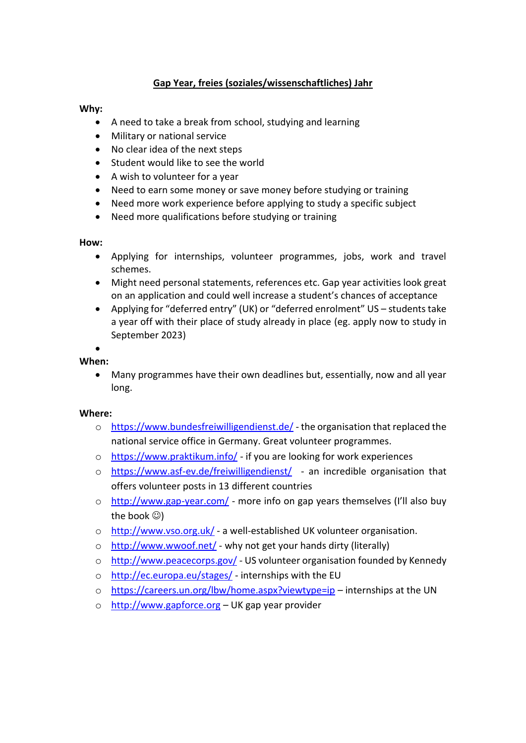## Gap Year, freies (soziales/wissenschaftliches) Jahr

**Why:**

- A need to take a break from school, studying and learning
- Military or national service
- No clear idea of the next steps
- Student would like to see the world
- A wish to volunteer for a year
- Need to earn some money or save money before studying or training
- Need more work experience before applying to study a specific subject
- Need more qualifications before studying or training

**How:**

- Applying for internships, volunteer programmes, jobs, work and travel schemes.
- Might need personal statements, references etc. Gap year activities look great on an application and could well increase a student's chances of acceptance
- Applying for "deferred entry" (UK) or "deferred enrolment" US – students take a year off with their place of study already in place (eg. apply now to study in September 2023)
- 

**When:**

- Many programmes have their own deadlines but, essentially, now and all year long.

**Where:**

- https://www.bundesfreiwilligendienst.de/ - the organisation that replaced the national service office in Germany. Great volunteer programmes.
- https://www.praktikum.info/ - if you are looking for work experiences
- https://www.asf-ev.de/freiwilligendienst/ - an incredible organisation that offers volunteer posts in 13 different countries
- http://www.gap-year.com/ - more info on gap years themselves (I'll also buy the book ☺)
- http://www.vso.org.uk/ - a well-established UK volunteer organisation.
- http://www.wwoof.net/ - why not get your hands dirty (literally)
- http://www.peacecorps.gov/ - US volunteer organisation founded by Kennedy
- http://ec.europa.eu/stages/ - internships with the EU
- https://careers.un.org/lbw/home.aspx?viewtype=ip – internships at the UN
- http://www.gapforce.org – UK gap year provider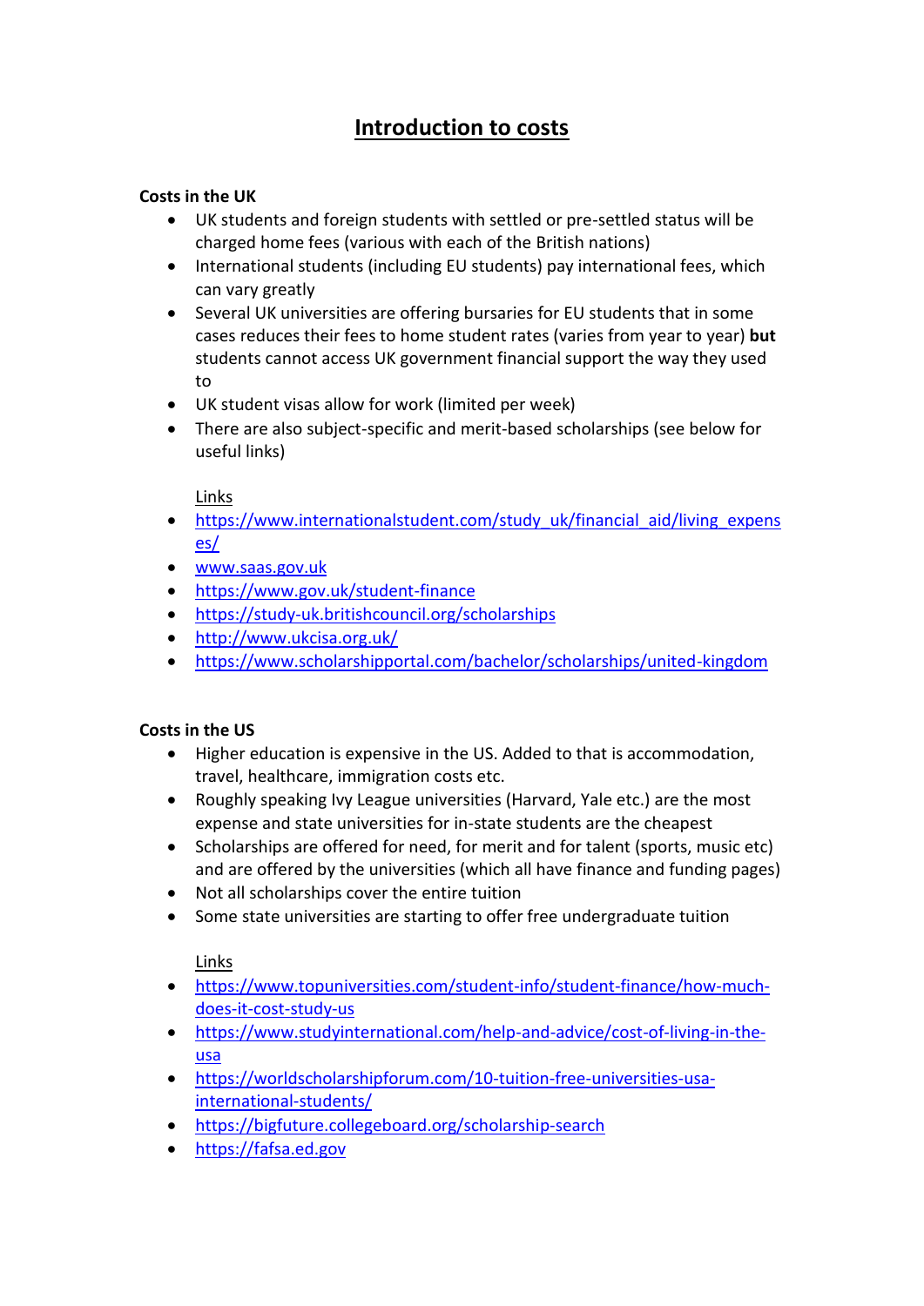# Introduction to costs

**Costs in the UK**

- UK students and foreign students with settled or pre-settled status will be charged home fees (various with each of the British nations)
- International students (including EU students) pay international fees, which can vary greatly
- Several UK universities are offering bursaries for EU students that in some cases reduces their fees to home student rates (varies from year to year) **but** students cannot access UK government financial support the way they used to
- UK student visas allow for work (limited per week)
- There are also subject-specific and merit-based scholarships (see below for useful links)

Links

- https://www.internationalstudent.com/study_uk/financial_aid/living_expenses/
- www.saas.gov.uk
- https://www.gov.uk/student-finance
- https://study-uk.britishcouncil.org/scholarships
- http://www.ukcisa.org.uk/
- https://www.scholarshipportal.com/bachelor/scholarships/united-kingdom

**Costs in the US**

- Higher education is expensive in the US. Added to that is accommodation, travel, healthcare, immigration costs etc.
- Roughly speaking Ivy League universities (Harvard, Yale etc.) are the most expense and state universities for in-state students are the cheapest
- Scholarships are offered for need, for merit and for talent (sports, music etc) and are offered by the universities (which all have finance and funding pages)
- Not all scholarships cover the entire tuition
- Some state universities are starting to offer free undergraduate tuition

Links

- https://www.topuniversities.com/student-info/student-finance/how-much-does-it-cost-study-us
- https://www.studyinternational.com/help-and-advice/cost-of-living-in-the-usa
- https://worldscholarshipforum.com/10-tuition-free-universities-usa-international-students/
- https://bigfuture.collegeboard.org/scholarship-search
- https://fafsa.ed.gov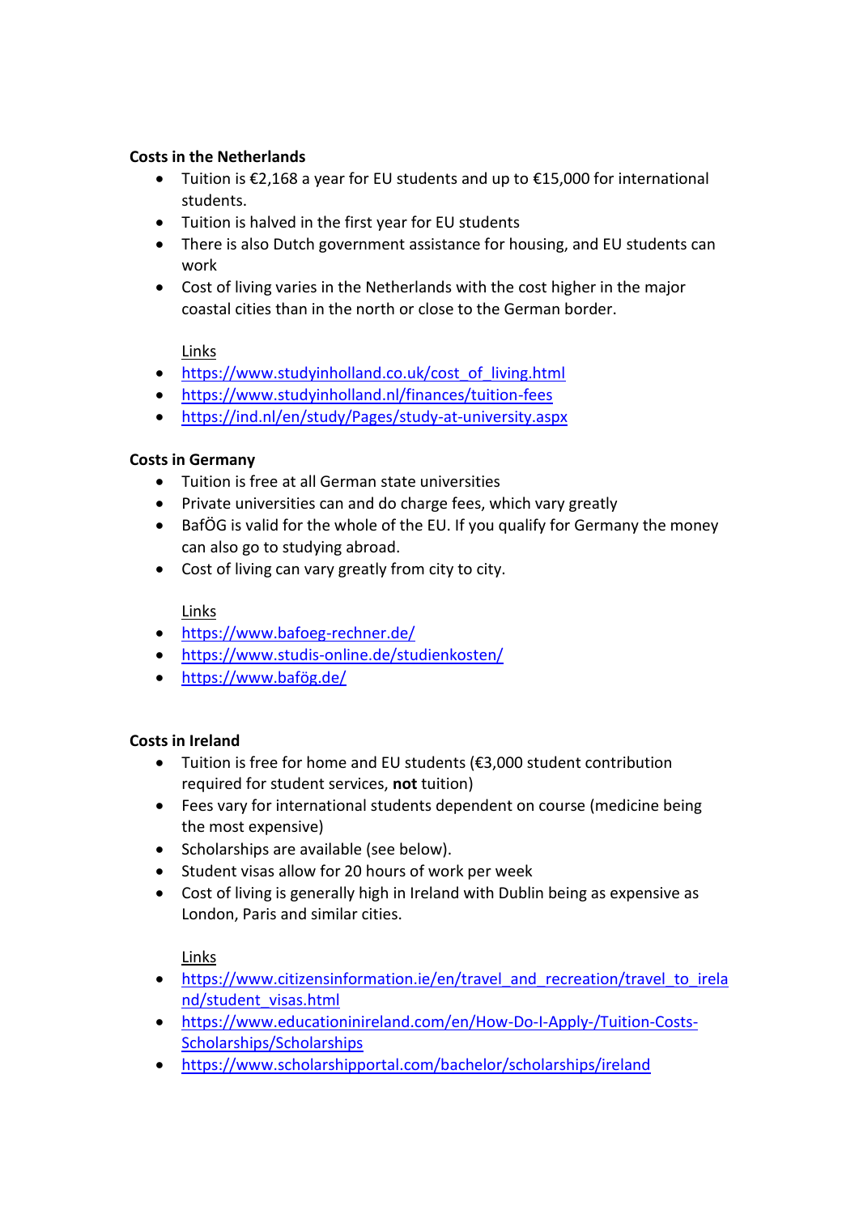**Costs in the Netherlands**

- Tuition is €2,168 a year for EU students and up to €15,000 for international students.
- Tuition is halved in the first year for EU students
- There is also Dutch government assistance for housing, and EU students can work
- Cost of living varies in the Netherlands with the cost higher in the major coastal cities than in the north or close to the German border.

  Links

- https://www.studyinholland.co.uk/cost_of_living.html
- https://www.studyinholland.nl/finances/tuition-fees
- https://ind.nl/en/study/Pages/study-at-university.aspx

**Costs in Germany**

- Tuition is free at all German state universities
- Private universities can and do charge fees, which vary greatly
- BafÖG is valid for the whole of the EU. If you qualify for Germany the money can also go to studying abroad.
- Cost of living can vary greatly from city to city.

  Links

- https://www.bafoeg-rechner.de/
- https://www.studis-online.de/studienkosten/
- https://www.bafög.de/

**Costs in Ireland**

- Tuition is free for home and EU students (€3,000 student contribution required for student services, **not** tuition)
- Fees vary for international students dependent on course (medicine being the most expensive)
- Scholarships are available (see below).
- Student visas allow for 20 hours of work per week
- Cost of living is generally high in Ireland with Dublin being as expensive as London, Paris and similar cities.

  Links

- https://www.citizensinformation.ie/en/travel_and_recreation/travel_to_ireland/student_visas.html
- https://www.educationinireland.com/en/How-Do-I-Apply-/Tuition-Costs-Scholarships/Scholarships
- https://www.scholarshipportal.com/bachelor/scholarships/ireland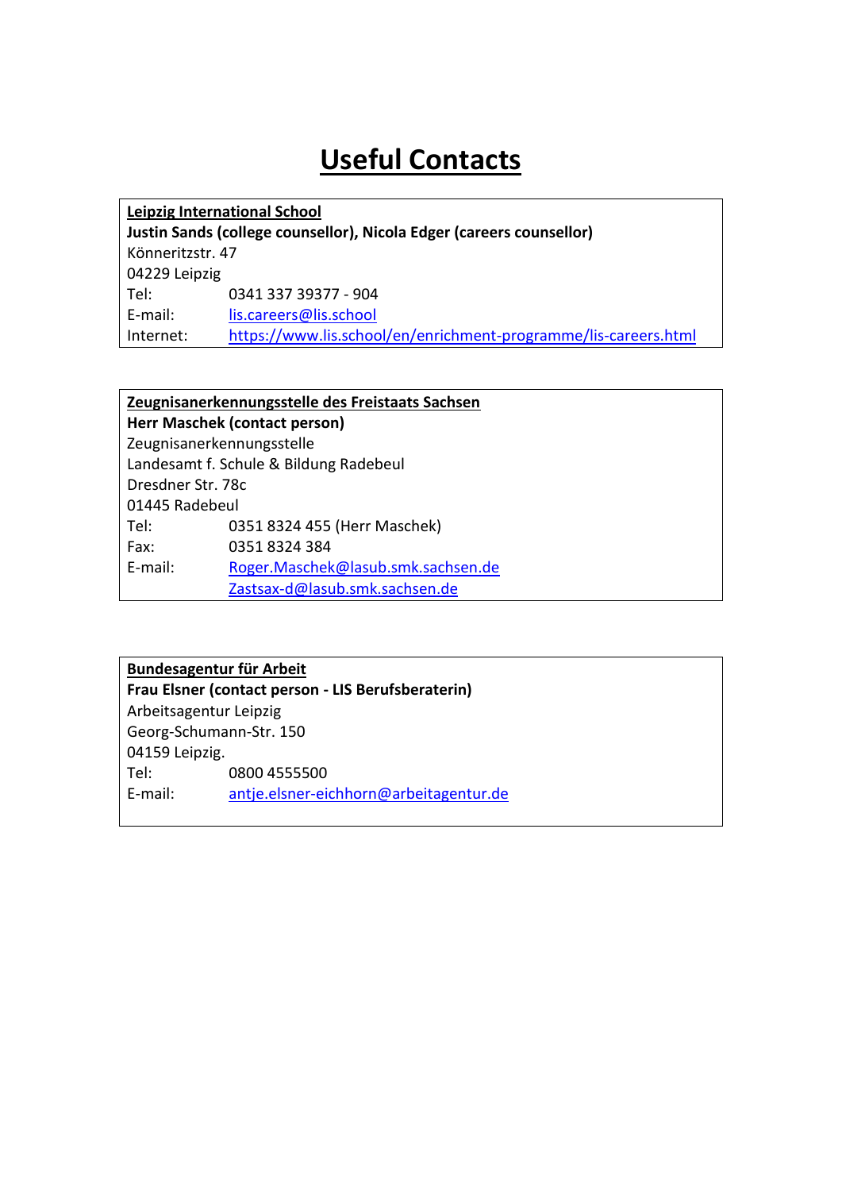# Useful Contacts

**Leipzig International School**
**Justin Sands (college counsellor), Nicola Edger (careers counsellor)**
Könneritzstr. 47
04229 Leipzig

| | |
|---|---|
| Tel: | 0341 337 39377 - 904 |
| E-mail: | lis.careers@lis.school |
| Internet: | https://www.lis.school/en/enrichment-programme/lis-careers.html |

**Zeugnisanerkennungsstelle des Freistaats Sachsen**
**Herr Maschek (contact person)**
Zeugnisanerkennungsstelle
Landesamt f. Schule & Bildung Radebeul
Dresdner Str. 78c
01445 Radebeul

| | |
|---|---|
| Tel: | 0351 8324 455 (Herr Maschek) |
| Fax: | 0351 8324 384 |
| E-mail: | Roger.Maschek@lasub.smk.sachsen.de |
| | Zastsax-d@lasub.smk.sachsen.de |

**Bundesagentur für Arbeit**
**Frau Elsner (contact person - LIS Berufsberaterin)**
Arbeitsagentur Leipzig
Georg-Schumann-Str. 150
04159 Leipzig.

| | |
|---|---|
| Tel: | 0800 4555500 |
| E-mail: | antje.elsner-eichhorn@arbeitagentur.de |